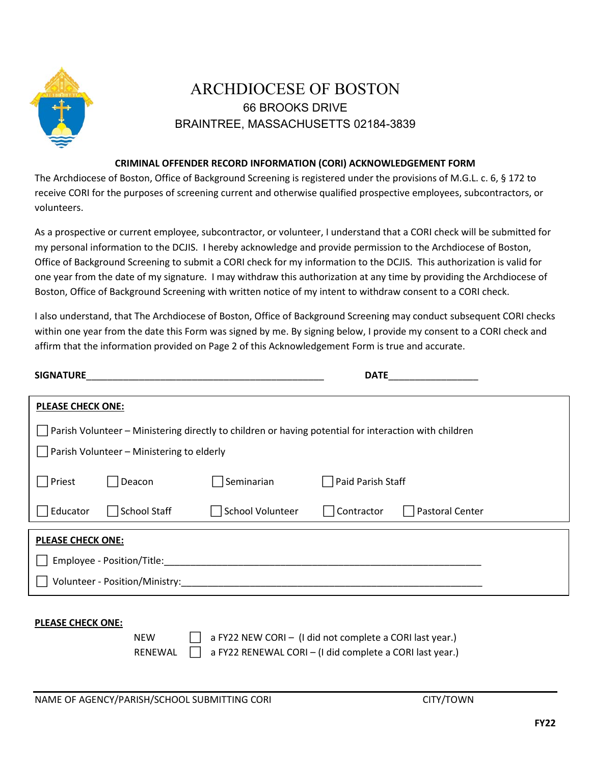# ARCHDIOCESE OF BOSTON

66 BROOKS DRIVE
BRAINTREE, MASSACHUSETTS 02184-3839

## CRIMINAL OFFENDER RECORD INFORMATION (CORI) ACKNOWLEDGEMENT FORM

The Archdiocese of Boston, Office of Background Screening is registered under the provisions of M.G.L. c. 6, § 172 to receive CORI for the purposes of screening current and otherwise qualified prospective employees, subcontractors, or volunteers.

As a prospective or current employee, subcontractor, or volunteer, I understand that a CORI check will be submitted for my personal information to the DCJIS. I hereby acknowledge and provide permission to the Archdiocese of Boston, Office of Background Screening to submit a CORI check for my information to the DCJIS. This authorization is valid for one year from the date of my signature. I may withdraw this authorization at any time by providing the Archdiocese of Boston, Office of Background Screening with written notice of my intent to withdraw consent to a CORI check.

I also understand, that The Archdiocese of Boston, Office of Background Screening may conduct subsequent CORI checks within one year from the date this Form was signed by me. By signing below, I provide my consent to a CORI check and affirm that the information provided on Page 2 of this Acknowledgement Form is true and accurate.

**SIGNATURE**_______________________________________________ **DATE**_________________

**PLEASE CHECK ONE:**

☐ Parish Volunteer – Ministering directly to children or having potential for interaction with children

☐ Parish Volunteer – Ministering to elderly

☐ Priest ☐ Deacon ☐ Seminarian ☐ Paid Parish Staff

☐ Educator ☐ School Staff ☐ School Volunteer ☐ Contractor ☐ Pastoral Center

**PLEASE CHECK ONE:**

☐ Employee - Position/Title:_______________________________________________________________

☐ Volunteer - Position/Ministry:____________________________________________________________

**PLEASE CHECK ONE:**

NEW ☐ a FY22 NEW CORI – (I did not complete a CORI last year.)

RENEWAL ☐ a FY22 RENEWAL CORI – (I did complete a CORI last year.)

______________________________________________________________________________

NAME OF AGENCY/PARISH/SCHOOL SUBMITTING CORI CITY/TOWN

**FY22**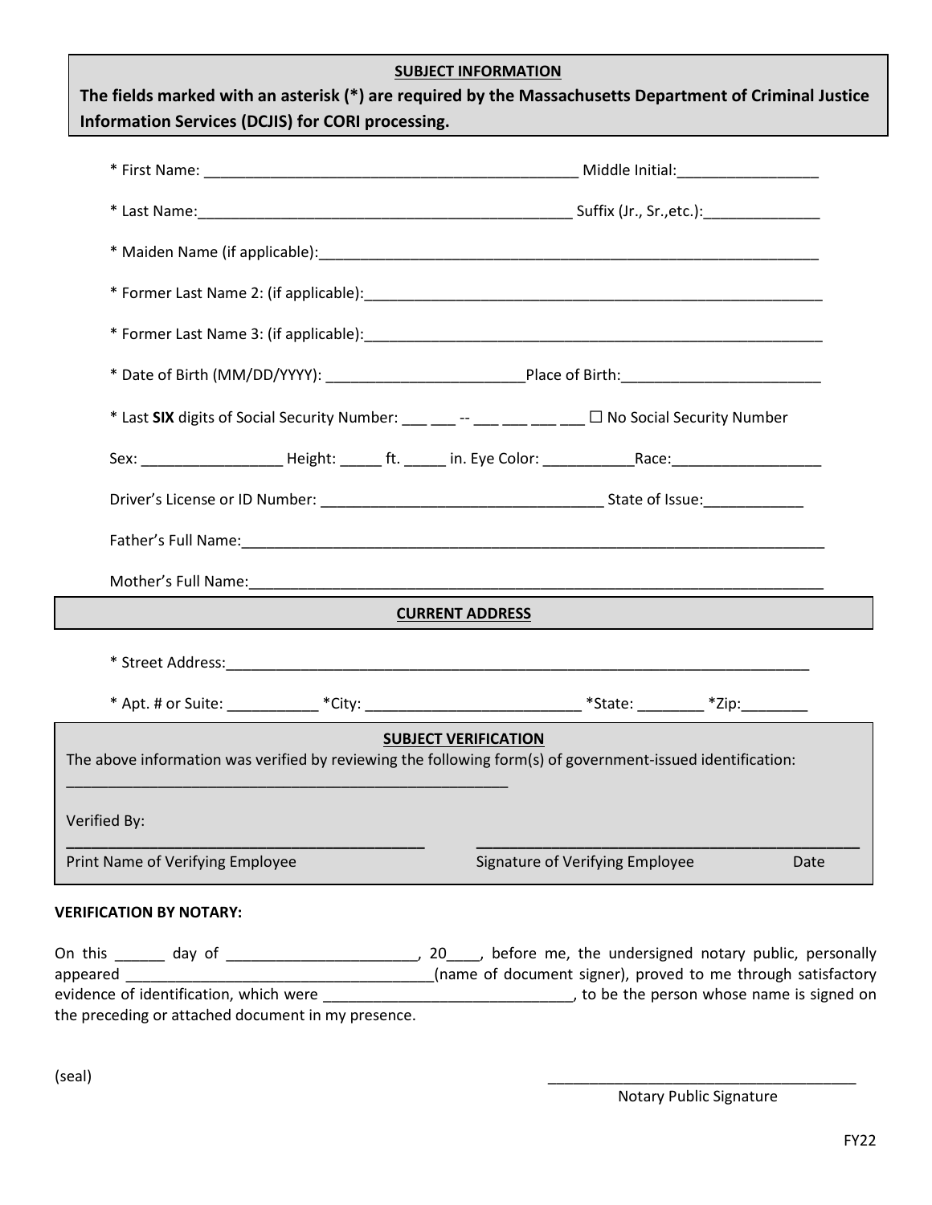## SUBJECT INFORMATION

**The fields marked with an asterisk (*) are required by the Massachusetts Department of Criminal Justice Information Services (DCJIS) for CORI processing.**

* First Name: ______________________________________________ Middle Initial:_________________

* Last Name:______________________________________________ Suffix (Jr., Sr.,etc.):______________

* Maiden Name (if applicable):______________________________________________________________

* Former Last Name 2: (if applicable):________________________________________________________

* Former Last Name 3: (if applicable):________________________________________________________

* Date of Birth (MM/DD/YYYY): ________________________Place of Birth:________________________

* Last **SIX** digits of Social Security Number: ___ ___ -- ___ ___ ___ ___ ☐ No Social Security Number

Sex: _________________ Height: _____ ft. _____ in. Eye Color: ___________Race:__________________

Driver's License or ID Number: __________________________________ State of Issue:____________

Father's Full Name:_______________________________________________________________________

Mother's Full Name:_______________________________________________________________________

## CURRENT ADDRESS

* Street Address:__________________________________________________________________________

* Apt. # or Suite: ___________ *City: __________________________ *State: ________ *Zip:________

## SUBJECT VERIFICATION

The above information was verified by reviewing the following form(s) of government-issued identification:

_____________________________________________________

Verified By:

_____________________________________________ _____________________________________________

Print Name of Verifying Employee Signature of Verifying Employee Date

**VERIFICATION BY NOTARY:**

On this ______ day of _______________________, 20____, before me, the undersigned notary public, personally appeared _______________________________________(name of document signer), proved to me through satisfactory evidence of identification, which were ______________________________, to be the person whose name is signed on the preceding or attached document in my presence.

(seal) _______________________________________

Notary Public Signature

FY22